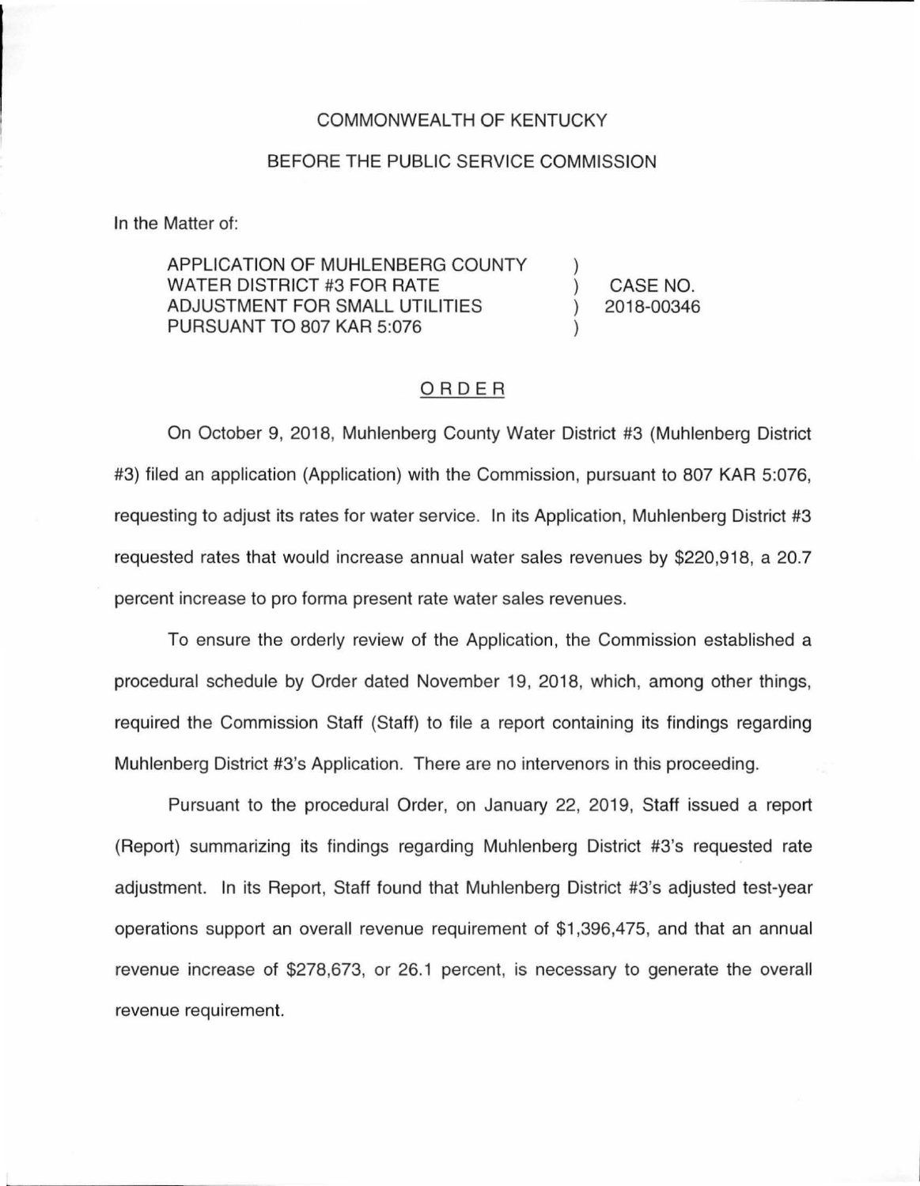COMMONWEALTH OF KENTUCKY

BEFORE THE PUBLIC SERVICE COMMISSION

In the Matter of:

| | | |
|---|---|---|
| APPLICATION OF MUHLENBERG COUNTY WATER DISTRICT #3 FOR RATE ADJUSTMENT FOR SMALL UTILITIES PURSUANT TO 807 KAR 5:076 | ) ) ) ) | CASE NO. 2018-00346 |

ORDER

On October 9, 2018, Muhlenberg County Water District #3 (Muhlenberg District #3) filed an application (Application) with the Commission, pursuant to 807 KAR 5:076, requesting to adjust its rates for water service. In its Application, Muhlenberg District #3 requested rates that would increase annual water sales revenues by $220,918, a 20.7 percent increase to pro forma present rate water sales revenues.

To ensure the orderly review of the Application, the Commission established a procedural schedule by Order dated November 19, 2018, which, among other things, required the Commission Staff (Staff) to file a report containing its findings regarding Muhlenberg District #3's Application. There are no intervenors in this proceeding.

Pursuant to the procedural Order, on January 22, 2019, Staff issued a report (Report) summarizing its findings regarding Muhlenberg District #3's requested rate adjustment. In its Report, Staff found that Muhlenberg District #3's adjusted test-year operations support an overall revenue requirement of $1,396,475, and that an annual revenue increase of $278,673, or 26.1 percent, is necessary to generate the overall revenue requirement.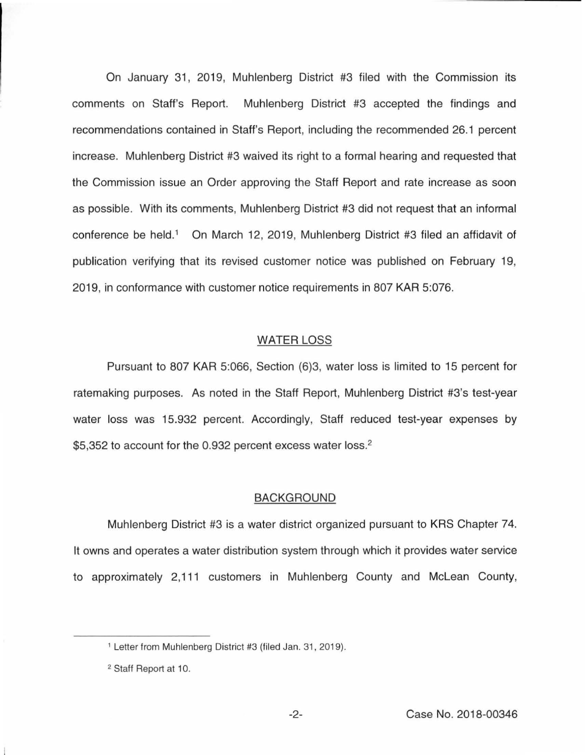On January 31, 2019, Muhlenberg District #3 filed with the Commission its comments on Staff's Report. Muhlenberg District #3 accepted the findings and recommendations contained in Staff's Report, including the recommended 26.1 percent increase. Muhlenberg District #3 waived its right to a formal hearing and requested that the Commission issue an Order approving the Staff Report and rate increase as soon as possible. With its comments, Muhlenberg District #3 did not request that an informal conference be held.[1] On March 12, 2019, Muhlenberg District #3 filed an affidavit of publication verifying that its revised customer notice was published on February 19, 2019, in conformance with customer notice requirements in 807 KAR 5:076.

## WATER LOSS

Pursuant to 807 KAR 5:066, Section (6)3, water loss is limited to 15 percent for ratemaking purposes. As noted in the Staff Report, Muhlenberg District #3's test-year water loss was 15.932 percent. Accordingly, Staff reduced test-year expenses by $5,352 to account for the 0.932 percent excess water loss.[2]

## BACKGROUND

Muhlenberg District #3 is a water district organized pursuant to KRS Chapter 74. It owns and operates a water distribution system through which it provides water service to approximately 2,111 customers in Muhlenberg County and McLean County,

---

[1] Letter from Muhlenberg District #3 (filed Jan. 31, 2019).

[2] Staff Report at 10.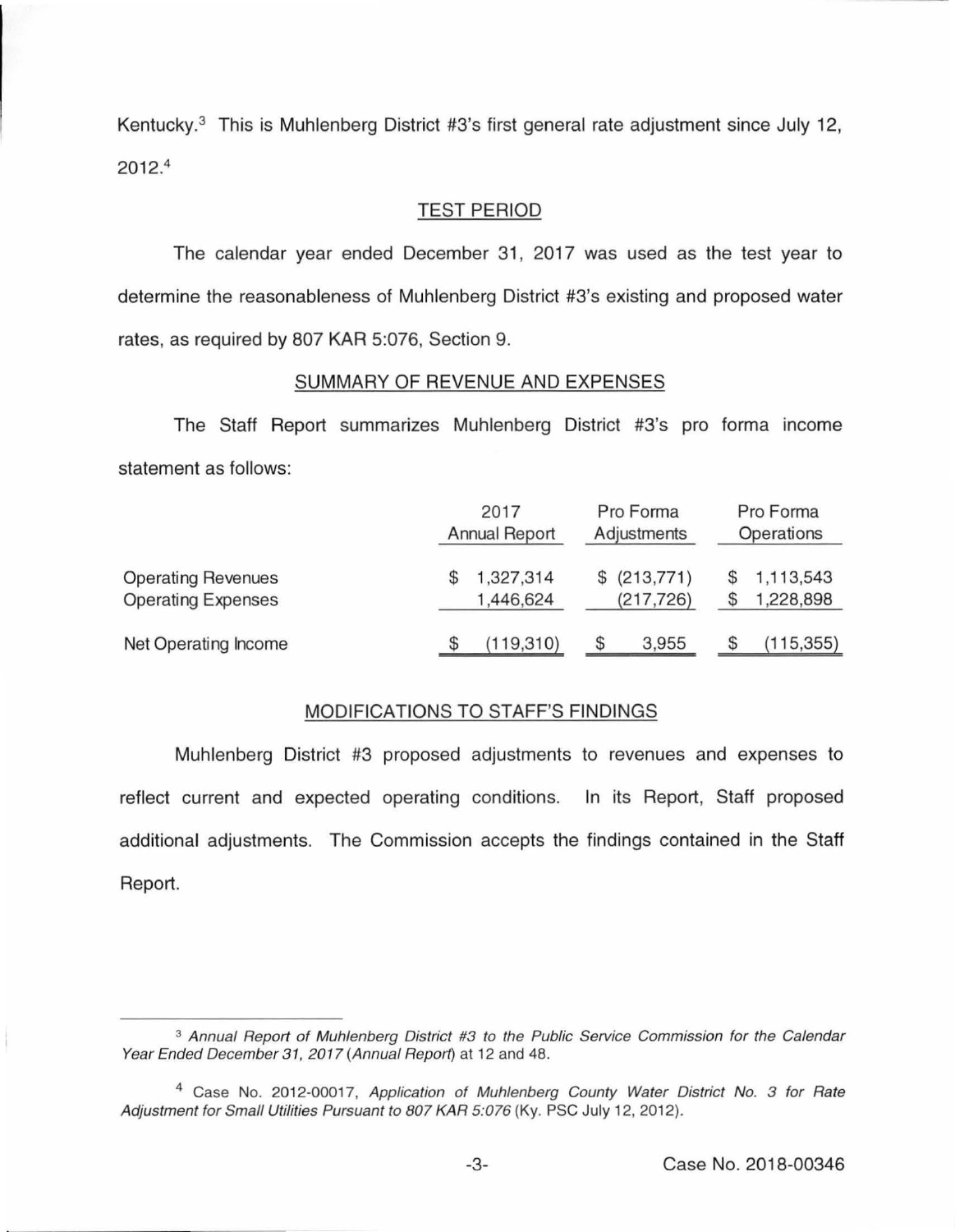Kentucky.[3] This is Muhlenberg District #3's first general rate adjustment since July 12, 2012.[4]

## TEST PERIOD

The calendar year ended December 31, 2017 was used as the test year to determine the reasonableness of Muhlenberg District #3's existing and proposed water rates, as required by 807 KAR 5:076, Section 9.

## SUMMARY OF REVENUE AND EXPENSES

The Staff Report summarizes Muhlenberg District #3's pro forma income statement as follows:

| | 2017 Annual Report | Pro Forma Adjustments | Pro Forma Operations |
|---|---|---|---|
| Operating Revenues | $ 1,327,314 | $ (213,771) | $ 1,113,543 |
| Operating Expenses | 1,446,624 | (217,726) | $ 1,228,898 |
| Net Operating Income | $ (119,310) | $ 3,955 | $ (115,355) |

## MODIFICATIONS TO STAFF'S FINDINGS

Muhlenberg District #3 proposed adjustments to revenues and expenses to reflect current and expected operating conditions. In its Report, Staff proposed additional adjustments. The Commission accepts the findings contained in the Staff Report.

---

[3] *Annual Report of Muhlenberg District #3 to the Public Service Commission for the Calendar Year Ended December 31, 2017* (*Annual Report*) at 12 and 48.

[4] Case No. 2012-00017, *Application of Muhlenberg County Water District No. 3 for Rate Adjustment for Small Utilities Pursuant to 807 KAR 5:076* (Ky. PSC July 12, 2012).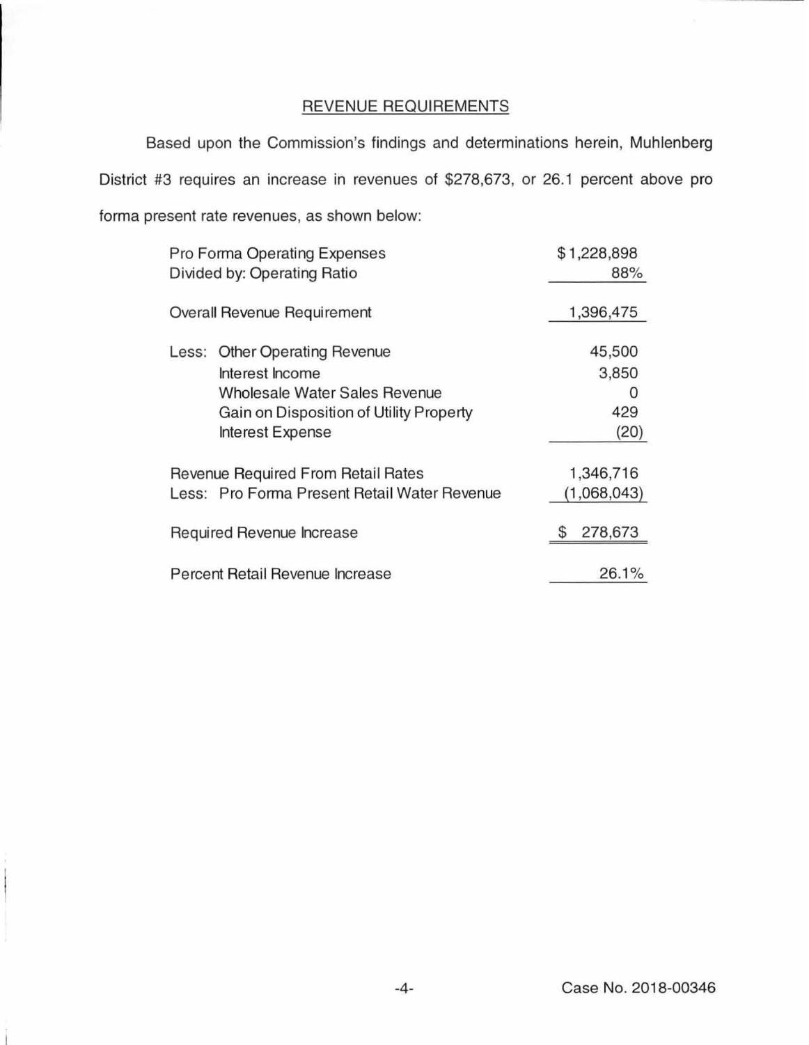## REVENUE REQUIREMENTS

Based upon the Commission's findings and determinations herein, Muhlenberg District #3 requires an increase in revenues of $278,673, or 26.1 percent above pro forma present rate revenues, as shown below:

| | |
|---|---|
| Pro Forma Operating Expenses | $1,228,898 |
| Divided by: Operating Ratio | 88% |
| Overall Revenue Requirement | 1,396,475 |
| Less: Other Operating Revenue | 45,500 |
| Interest Income | 3,850 |
| Wholesale Water Sales Revenue | 0 |
| Gain on Disposition of Utility Property | 429 |
| Interest Expense | (20) |
| Revenue Required From Retail Rates | 1,346,716 |
| Less: Pro Forma Present Retail Water Revenue | (1,068,043) |
| Required Revenue Increase | $ 278,673 |
| Percent Retail Revenue Increase | 26.1% |

Case No. 2018-00346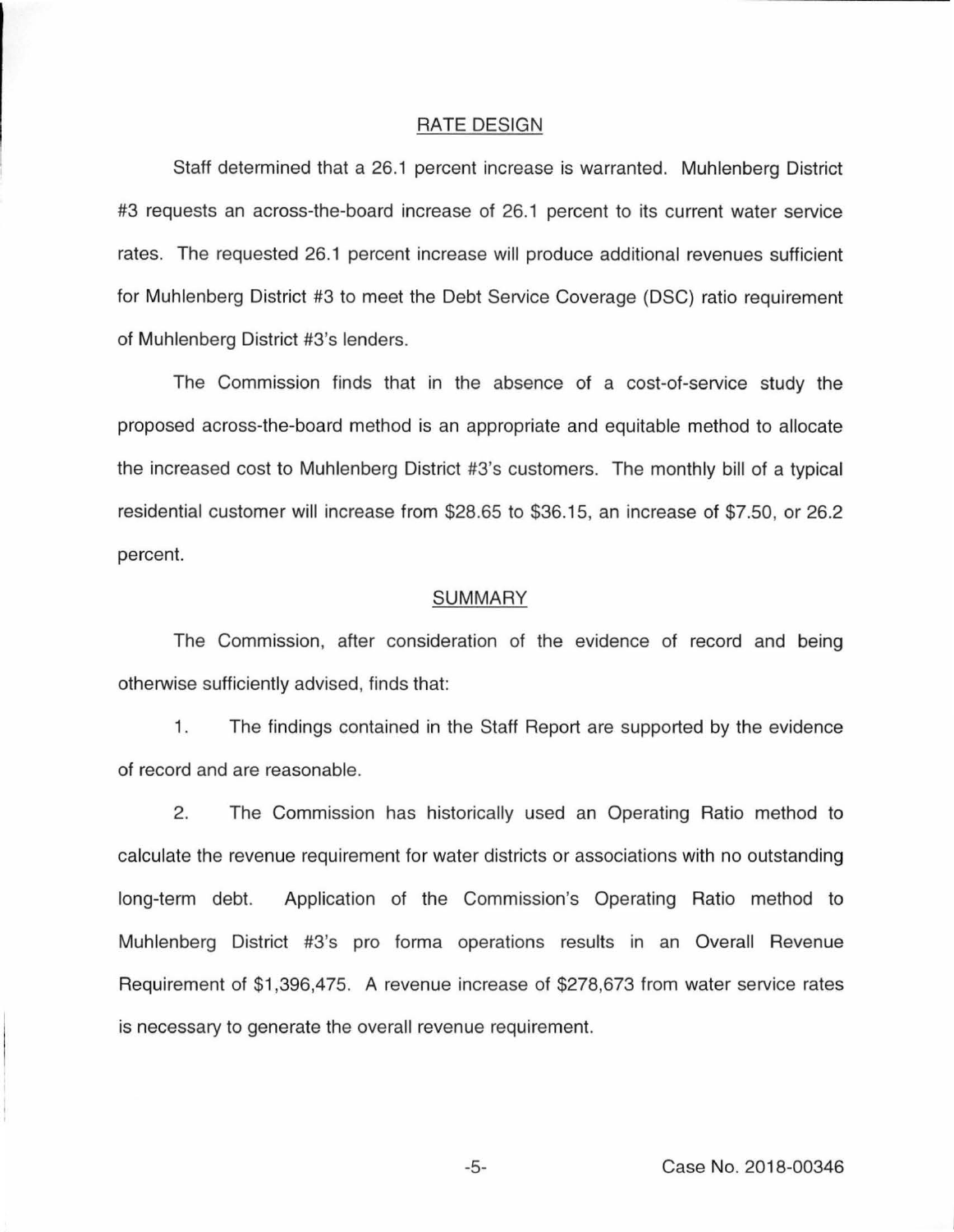## RATE DESIGN

Staff determined that a 26.1 percent increase is warranted. Muhlenberg District #3 requests an across-the-board increase of 26.1 percent to its current water service rates. The requested 26.1 percent increase will produce additional revenues sufficient for Muhlenberg District #3 to meet the Debt Service Coverage (DSC) ratio requirement of Muhlenberg District #3's lenders.

The Commission finds that in the absence of a cost-of-service study the proposed across-the-board method is an appropriate and equitable method to allocate the increased cost to Muhlenberg District #3's customers. The monthly bill of a typical residential customer will increase from $28.65 to $36.15, an increase of $7.50, or 26.2 percent.

## SUMMARY

The Commission, after consideration of the evidence of record and being otherwise sufficiently advised, finds that:

1. The findings contained in the Staff Report are supported by the evidence of record and are reasonable.

2. The Commission has historically used an Operating Ratio method to calculate the revenue requirement for water districts or associations with no outstanding long-term debt. Application of the Commission's Operating Ratio method to Muhlenberg District #3's pro forma operations results in an Overall Revenue Requirement of $1,396,475. A revenue increase of $278,673 from water service rates is necessary to generate the overall revenue requirement.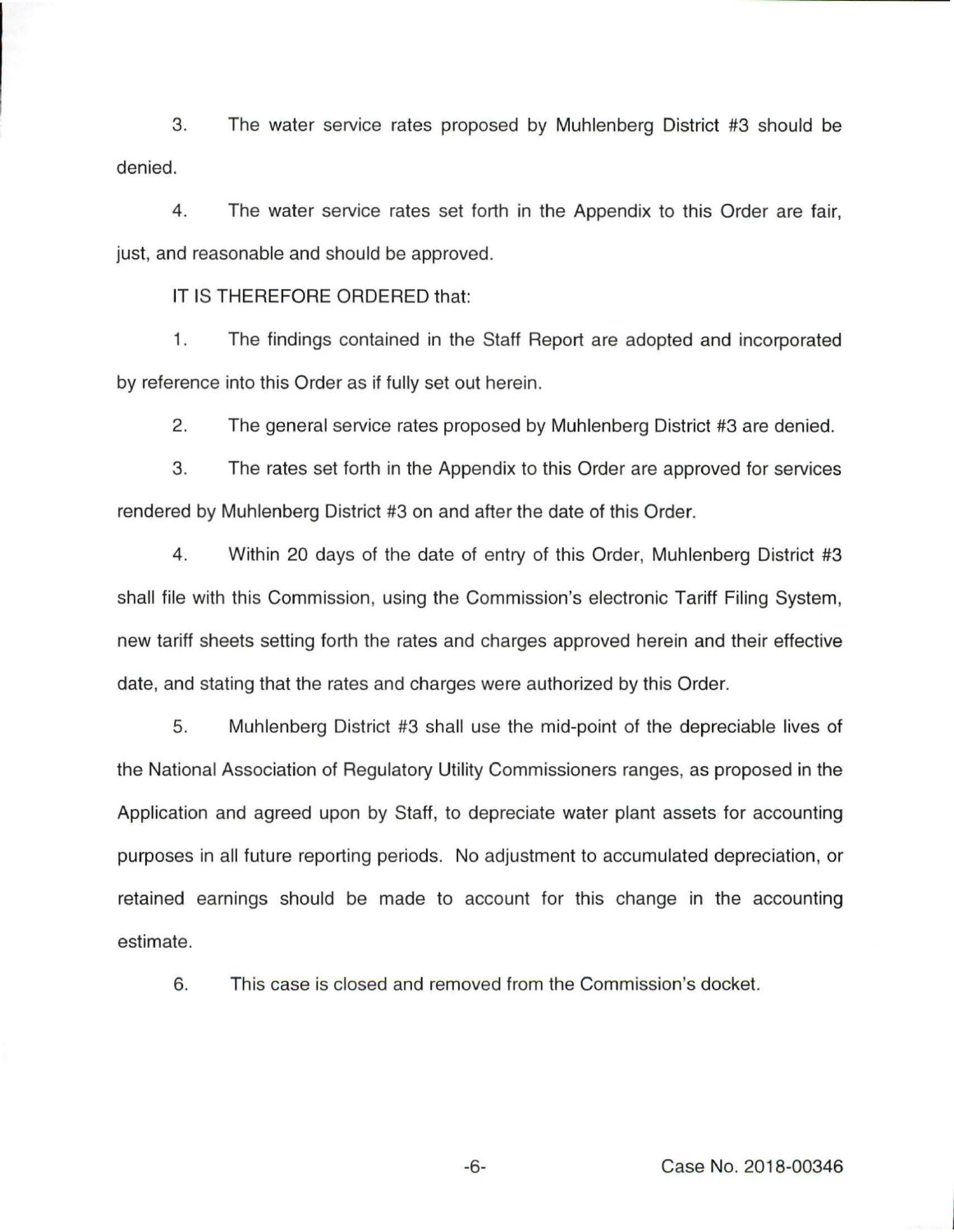3. The water service rates proposed by Muhlenberg District #3 should be denied.

4. The water service rates set forth in the Appendix to this Order are fair, just, and reasonable and should be approved.

IT IS THEREFORE ORDERED that:

1. The findings contained in the Staff Report are adopted and incorporated by reference into this Order as if fully set out herein.

2. The general service rates proposed by Muhlenberg District #3 are denied.

3. The rates set forth in the Appendix to this Order are approved for services rendered by Muhlenberg District #3 on and after the date of this Order.

4. Within 20 days of the date of entry of this Order, Muhlenberg District #3 shall file with this Commission, using the Commission's electronic Tariff Filing System, new tariff sheets setting forth the rates and charges approved herein and their effective date, and stating that the rates and charges were authorized by this Order.

5. Muhlenberg District #3 shall use the mid-point of the depreciable lives of the National Association of Regulatory Utility Commissioners ranges, as proposed in the Application and agreed upon by Staff, to depreciate water plant assets for accounting purposes in all future reporting periods. No adjustment to accumulated depreciation, or retained earnings should be made to account for this change in the accounting estimate.

6. This case is closed and removed from the Commission's docket.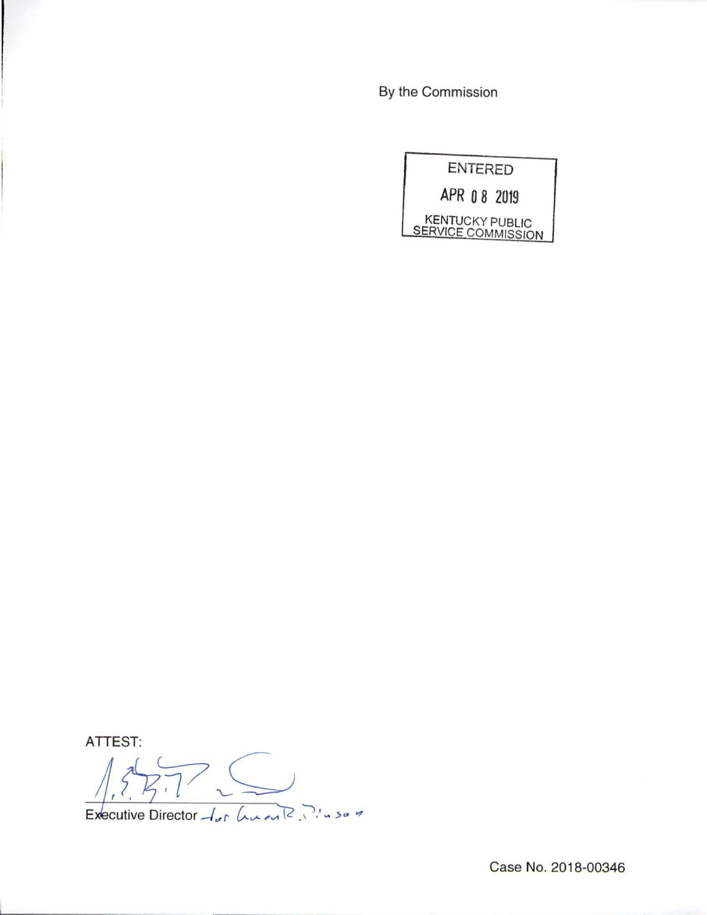By the Commission

ENTERED

APR 08 2019

KENTUCKY PUBLIC SERVICE COMMISSION

ATTEST:

Executive Director

Case No. 2018-00346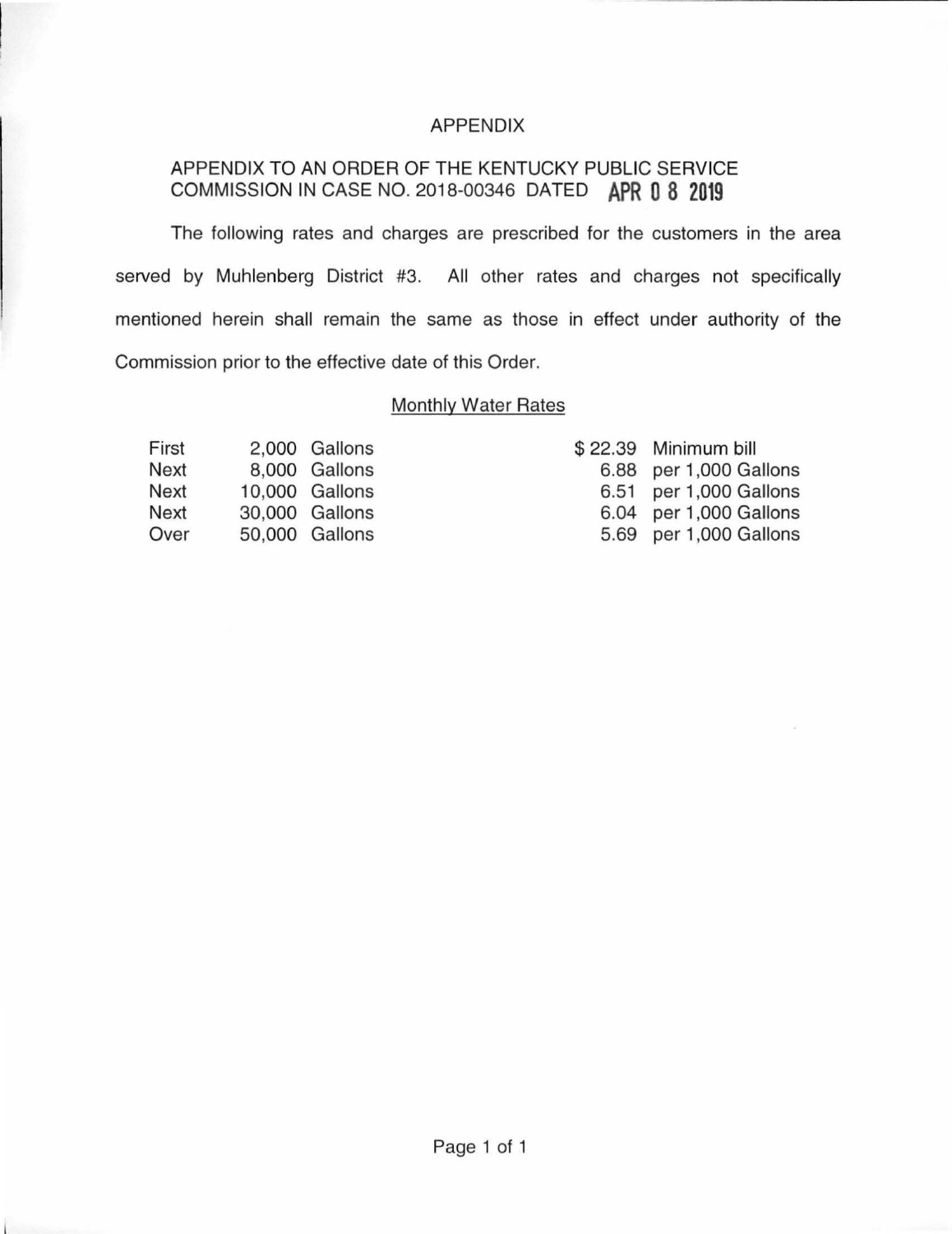# APPENDIX

## APPENDIX TO AN ORDER OF THE KENTUCKY PUBLIC SERVICE COMMISSION IN CASE NO. 2018-00346 DATED APR 08 2019

The following rates and charges are prescribed for the customers in the area served by Muhlenberg District #3. All other rates and charges not specifically mentioned herein shall remain the same as those in effect under authority of the Commission prior to the effective date of this Order.

### Monthly Water Rates

| | | | | |
|---|---|---|---|---|
| First | 2,000 | Gallons | $ 22.39 | Minimum bill |
| Next | 8,000 | Gallons | 6.88 | per 1,000 Gallons |
| Next | 10,000 | Gallons | 6.51 | per 1,000 Gallons |
| Next | 30,000 | Gallons | 6.04 | per 1,000 Gallons |
| Over | 50,000 | Gallons | 5.69 | per 1,000 Gallons |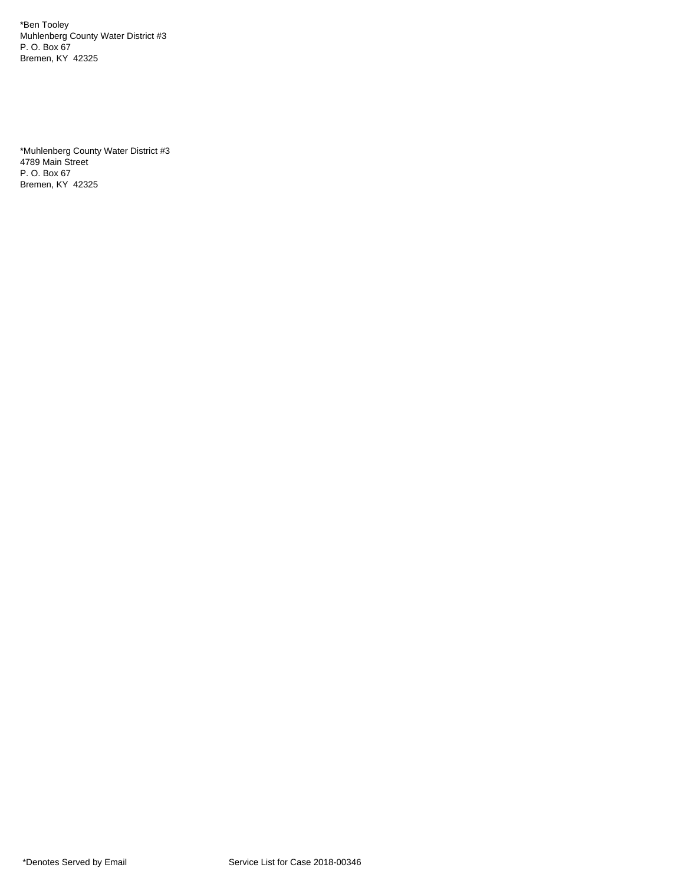*Ben Tooley
Muhlenberg County Water District #3
P. O. Box 67
Bremen, KY 42325

*Muhlenberg County Water District #3
4789 Main Street
P. O. Box 67
Bremen, KY 42325

*Denotes Served by Email

Service List for Case 2018-00346